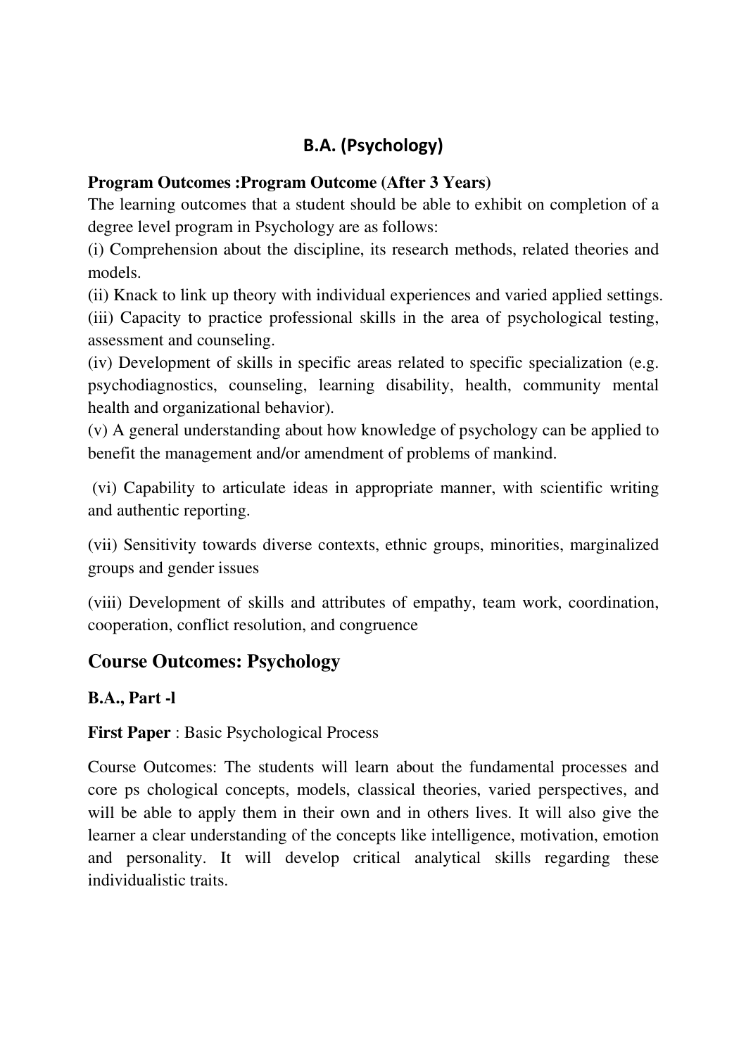# B.A. (Psychology)

**Program Outcomes :Program Outcome (After 3 Years)**

The learning outcomes that a student should be able to exhibit on completion of a degree level program in Psychology are as follows:

(i) Comprehension about the discipline, its research methods, related theories and models.

(ii) Knack to link up theory with individual experiences and varied applied settings.

(iii) Capacity to practice professional skills in the area of psychological testing, assessment and counseling.

(iv) Development of skills in specific areas related to specific specialization (e.g. psychodiagnostics, counseling, learning disability, health, community mental health and organizational behavior).

(v) A general understanding about how knowledge of psychology can be applied to benefit the management and/or amendment of problems of mankind.

(vi) Capability to articulate ideas in appropriate manner, with scientific writing and authentic reporting.

(vii) Sensitivity towards diverse contexts, ethnic groups, minorities, marginalized groups and gender issues

(viii) Development of skills and attributes of empathy, team work, coordination, cooperation, conflict resolution, and congruence

## Course Outcomes: Psychology

### B.A., Part -l

**First Paper** : Basic Psychological Process

Course Outcomes: The students will learn about the fundamental processes and core ps chological concepts, models, classical theories, varied perspectives, and will be able to apply them in their own and in others lives. It will also give the learner a clear understanding of the concepts like intelligence, motivation, emotion and personality. It will develop critical analytical skills regarding these individualistic traits.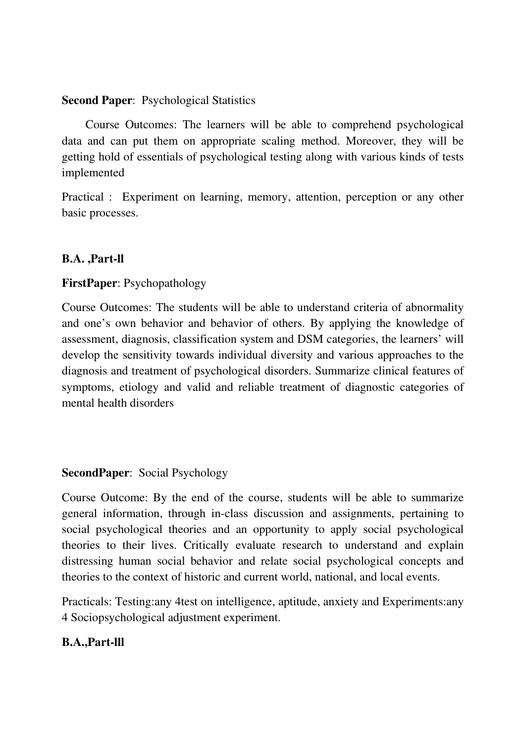**Second Paper**: Psychological Statistics

Course Outcomes: The learners will be able to comprehend psychological data and can put them on appropriate scaling method. Moreover, they will be getting hold of essentials of psychological testing along with various kinds of tests implemented

Practical : Experiment on learning, memory, attention, perception or any other basic processes.

**B.A. ,Part-ll**

**FirstPaper**: Psychopathology

Course Outcomes: The students will be able to understand criteria of abnormality and one's own behavior and behavior of others. By applying the knowledge of assessment, diagnosis, classification system and DSM categories, the learners' will develop the sensitivity towards individual diversity and various approaches to the diagnosis and treatment of psychological disorders. Summarize clinical features of symptoms, etiology and valid and reliable treatment of diagnostic categories of mental health disorders

**SecondPaper**: Social Psychology

Course Outcome: By the end of the course, students will be able to summarize general information, through in-class discussion and assignments, pertaining to social psychological theories and an opportunity to apply social psychological theories to their lives. Critically evaluate research to understand and explain distressing human social behavior and relate social psychological concepts and theories to the context of historic and current world, national, and local events.

Practicals: Testing:any 4test on intelligence, aptitude, anxiety and Experiments:any 4 Sociopsychological adjustment experiment.

**B.A.,Part-lll**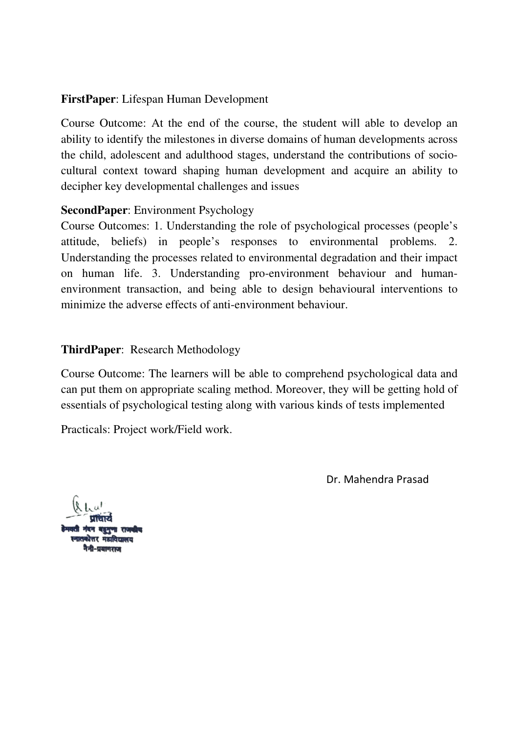**FirstPaper**: Lifespan Human Development

Course Outcome: At the end of the course, the student will able to develop an ability to identify the milestones in diverse domains of human developments across the child, adolescent and adulthood stages, understand the contributions of socio-cultural context toward shaping human development and acquire an ability to decipher key developmental challenges and issues

**SecondPaper**: Environment Psychology

Course Outcomes: 1. Understanding the role of psychological processes (people's attitude, beliefs) in people's responses to environmental problems. 2. Understanding the processes related to environmental degradation and their impact on human life. 3. Understanding pro-environment behaviour and human-environment transaction, and being able to design behavioural interventions to minimize the adverse effects of anti-environment behaviour.

**ThirdPaper**: Research Methodology

Course Outcome: The learners will be able to comprehend psychological data and can put them on appropriate scaling method. Moreover, they will be getting hold of essentials of psychological testing along with various kinds of tests implemented

Practicals: Project work/Field work.

Dr. Mahendra Prasad

प्राचार्य
हेमवती नंदन बहुगुणा राजकीय
स्नातकोत्तर महाविद्यालय
नैनी-प्रयागराज